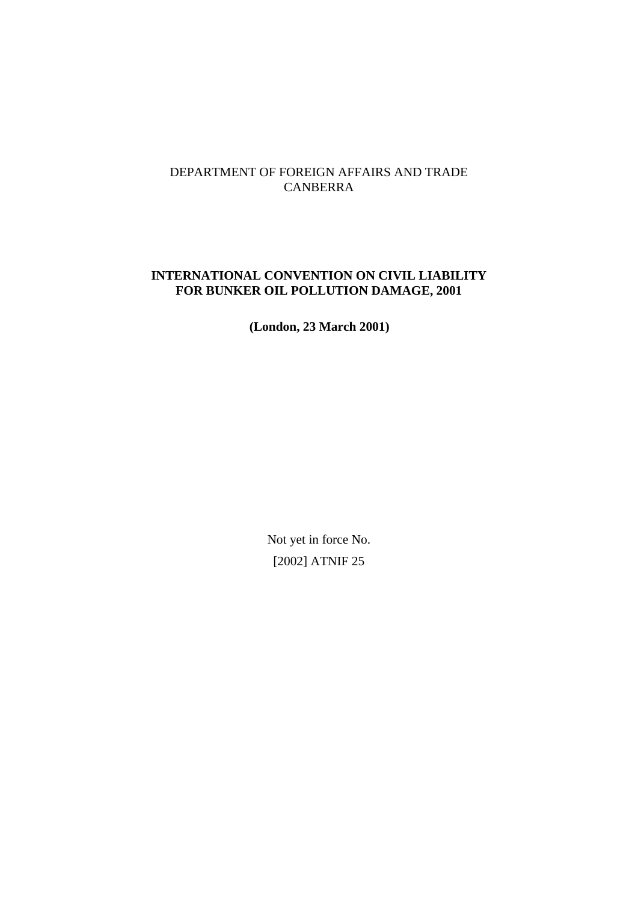DEPARTMENT OF FOREIGN AFFAIRS AND TRADE
CANBERRA

# INTERNATIONAL CONVENTION ON CIVIL LIABILITY FOR BUNKER OIL POLLUTION DAMAGE, 2001

**(London, 23 March 2001)**

Not yet in force No.

[2002] ATNIF 25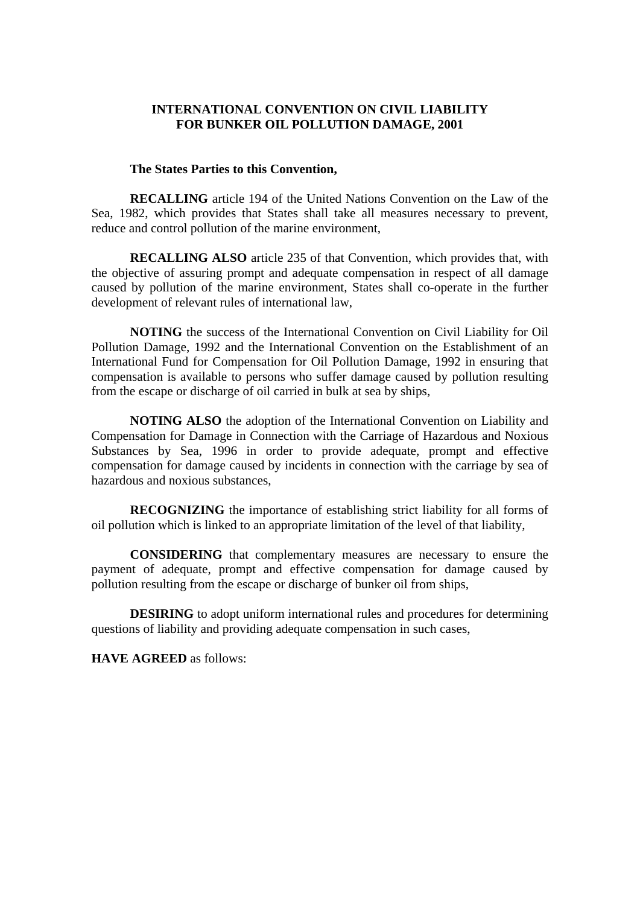# INTERNATIONAL CONVENTION ON CIVIL LIABILITY FOR BUNKER OIL POLLUTION DAMAGE, 2001

**The States Parties to this Convention,**

**RECALLING** article 194 of the United Nations Convention on the Law of the Sea, 1982, which provides that States shall take all measures necessary to prevent, reduce and control pollution of the marine environment,

**RECALLING ALSO** article 235 of that Convention, which provides that, with the objective of assuring prompt and adequate compensation in respect of all damage caused by pollution of the marine environment, States shall co-operate in the further development of relevant rules of international law,

**NOTING** the success of the International Convention on Civil Liability for Oil Pollution Damage, 1992 and the International Convention on the Establishment of an International Fund for Compensation for Oil Pollution Damage, 1992 in ensuring that compensation is available to persons who suffer damage caused by pollution resulting from the escape or discharge of oil carried in bulk at sea by ships,

**NOTING ALSO** the adoption of the International Convention on Liability and Compensation for Damage in Connection with the Carriage of Hazardous and Noxious Substances by Sea, 1996 in order to provide adequate, prompt and effective compensation for damage caused by incidents in connection with the carriage by sea of hazardous and noxious substances,

**RECOGNIZING** the importance of establishing strict liability for all forms of oil pollution which is linked to an appropriate limitation of the level of that liability,

**CONSIDERING** that complementary measures are necessary to ensure the payment of adequate, prompt and effective compensation for damage caused by pollution resulting from the escape or discharge of bunker oil from ships,

**DESIRING** to adopt uniform international rules and procedures for determining questions of liability and providing adequate compensation in such cases,

**HAVE AGREED** as follows: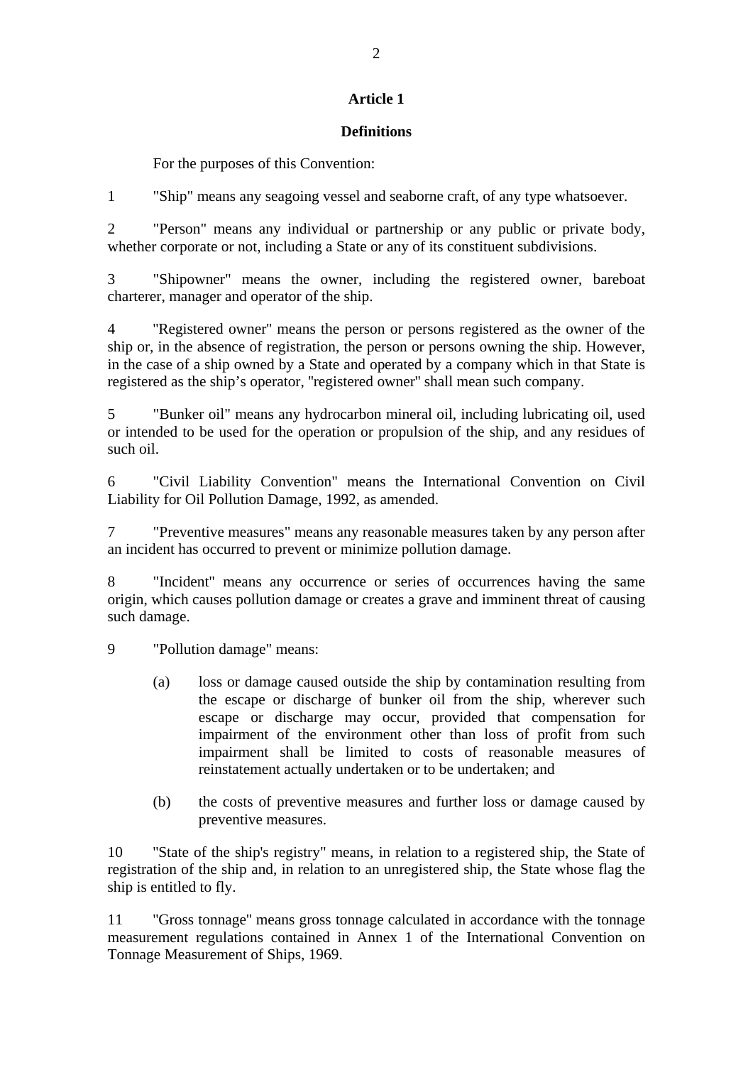## Article 1

### Definitions

For the purposes of this Convention:

1 "Ship" means any seagoing vessel and seaborne craft, of any type whatsoever.

2 "Person" means any individual or partnership or any public or private body, whether corporate or not, including a State or any of its constituent subdivisions.

3 "Shipowner" means the owner, including the registered owner, bareboat charterer, manager and operator of the ship.

4 "Registered owner" means the person or persons registered as the owner of the ship or, in the absence of registration, the person or persons owning the ship. However, in the case of a ship owned by a State and operated by a company which in that State is registered as the ship's operator, "registered owner" shall mean such company.

5 "Bunker oil" means any hydrocarbon mineral oil, including lubricating oil, used or intended to be used for the operation or propulsion of the ship, and any residues of such oil.

6 "Civil Liability Convention" means the International Convention on Civil Liability for Oil Pollution Damage, 1992, as amended.

7 "Preventive measures" means any reasonable measures taken by any person after an incident has occurred to prevent or minimize pollution damage.

8 "Incident" means any occurrence or series of occurrences having the same origin, which causes pollution damage or creates a grave and imminent threat of causing such damage.

9 "Pollution damage" means:

(a) loss or damage caused outside the ship by contamination resulting from the escape or discharge of bunker oil from the ship, wherever such escape or discharge may occur, provided that compensation for impairment of the environment other than loss of profit from such impairment shall be limited to costs of reasonable measures of reinstatement actually undertaken or to be undertaken; and

(b) the costs of preventive measures and further loss or damage caused by preventive measures.

10 "State of the ship's registry" means, in relation to a registered ship, the State of registration of the ship and, in relation to an unregistered ship, the State whose flag the ship is entitled to fly.

11 "Gross tonnage" means gross tonnage calculated in accordance with the tonnage measurement regulations contained in Annex 1 of the International Convention on Tonnage Measurement of Ships, 1969.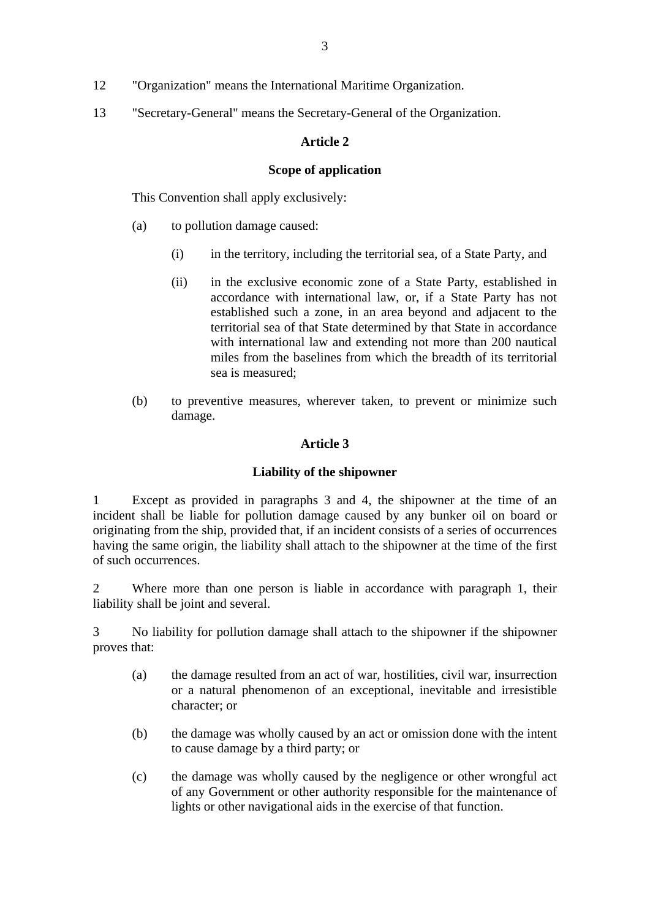12 "Organization" means the International Maritime Organization.

13 "Secretary-General" means the Secretary-General of the Organization.

## Article 2

### Scope of application

This Convention shall apply exclusively:

(a) to pollution damage caused:

  (i) in the territory, including the territorial sea, of a State Party, and

  (ii) in the exclusive economic zone of a State Party, established in accordance with international law, or, if a State Party has not established such a zone, in an area beyond and adjacent to the territorial sea of that State determined by that State in accordance with international law and extending not more than 200 nautical miles from the baselines from which the breadth of its territorial sea is measured;

(b) to preventive measures, wherever taken, to prevent or minimize such damage.

## Article 3

### Liability of the shipowner

1 Except as provided in paragraphs 3 and 4, the shipowner at the time of an incident shall be liable for pollution damage caused by any bunker oil on board or originating from the ship, provided that, if an incident consists of a series of occurrences having the same origin, the liability shall attach to the shipowner at the time of the first of such occurrences.

2 Where more than one person is liable in accordance with paragraph 1, their liability shall be joint and several.

3 No liability for pollution damage shall attach to the shipowner if the shipowner proves that:

(a) the damage resulted from an act of war, hostilities, civil war, insurrection or a natural phenomenon of an exceptional, inevitable and irresistible character; or

(b) the damage was wholly caused by an act or omission done with the intent to cause damage by a third party; or

(c) the damage was wholly caused by the negligence or other wrongful act of any Government or other authority responsible for the maintenance of lights or other navigational aids in the exercise of that function.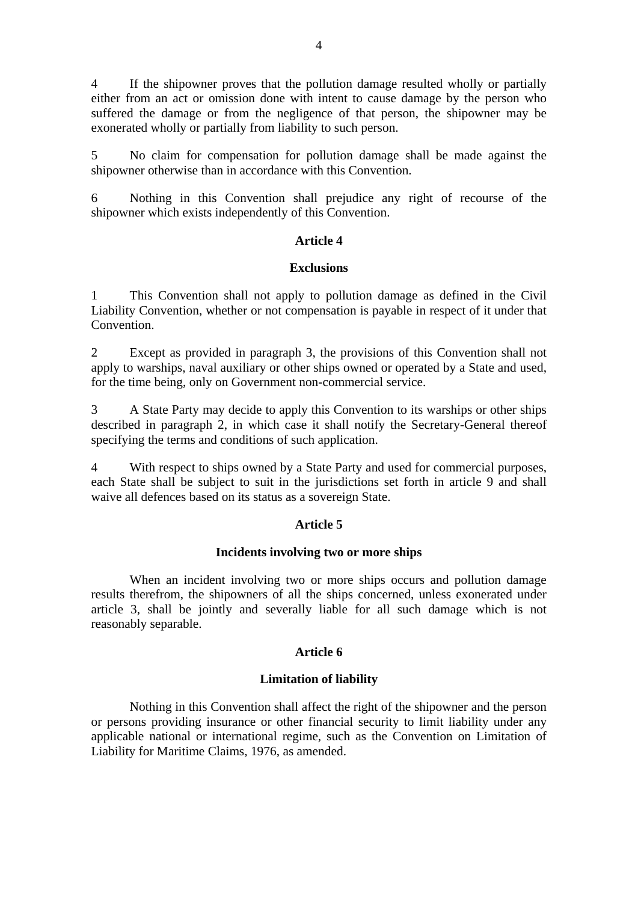4 If the shipowner proves that the pollution damage resulted wholly or partially either from an act or omission done with intent to cause damage by the person who suffered the damage or from the negligence of that person, the shipowner may be exonerated wholly or partially from liability to such person.

5 No claim for compensation for pollution damage shall be made against the shipowner otherwise than in accordance with this Convention.

6 Nothing in this Convention shall prejudice any right of recourse of the shipowner which exists independently of this Convention.

## Article 4

### Exclusions

1 This Convention shall not apply to pollution damage as defined in the Civil Liability Convention, whether or not compensation is payable in respect of it under that Convention.

2 Except as provided in paragraph 3, the provisions of this Convention shall not apply to warships, naval auxiliary or other ships owned or operated by a State and used, for the time being, only on Government non-commercial service.

3 A State Party may decide to apply this Convention to its warships or other ships described in paragraph 2, in which case it shall notify the Secretary-General thereof specifying the terms and conditions of such application.

4 With respect to ships owned by a State Party and used for commercial purposes, each State shall be subject to suit in the jurisdictions set forth in article 9 and shall waive all defences based on its status as a sovereign State.

## Article 5

### Incidents involving two or more ships

When an incident involving two or more ships occurs and pollution damage results therefrom, the shipowners of all the ships concerned, unless exonerated under article 3, shall be jointly and severally liable for all such damage which is not reasonably separable.

## Article 6

### Limitation of liability

Nothing in this Convention shall affect the right of the shipowner and the person or persons providing insurance or other financial security to limit liability under any applicable national or international regime, such as the Convention on Limitation of Liability for Maritime Claims, 1976, as amended.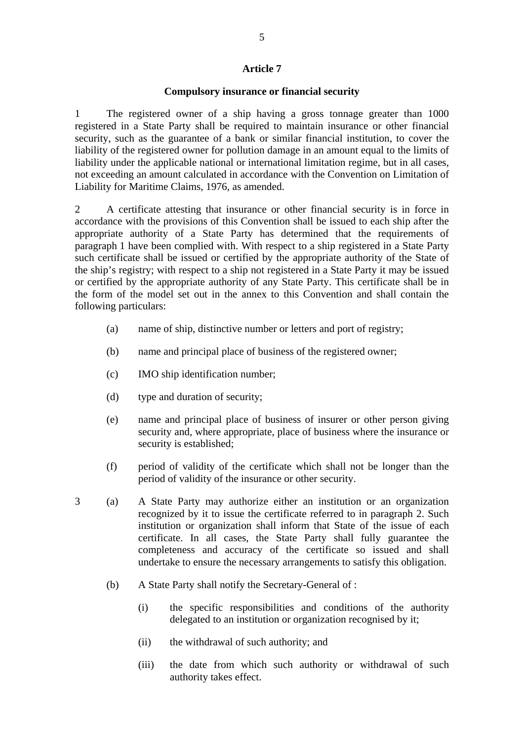## Article 7

### Compulsory insurance or financial security

1 The registered owner of a ship having a gross tonnage greater than 1000 registered in a State Party shall be required to maintain insurance or other financial security, such as the guarantee of a bank or similar financial institution, to cover the liability of the registered owner for pollution damage in an amount equal to the limits of liability under the applicable national or international limitation regime, but in all cases, not exceeding an amount calculated in accordance with the Convention on Limitation of Liability for Maritime Claims, 1976, as amended.

2 A certificate attesting that insurance or other financial security is in force in accordance with the provisions of this Convention shall be issued to each ship after the appropriate authority of a State Party has determined that the requirements of paragraph 1 have been complied with. With respect to a ship registered in a State Party such certificate shall be issued or certified by the appropriate authority of the State of the ship's registry; with respect to a ship not registered in a State Party it may be issued or certified by the appropriate authority of any State Party. This certificate shall be in the form of the model set out in the annex to this Convention and shall contain the following particulars:

- (a) name of ship, distinctive number or letters and port of registry;
- (b) name and principal place of business of the registered owner;
- (c) IMO ship identification number;
- (d) type and duration of security;
- (e) name and principal place of business of insurer or other person giving security and, where appropriate, place of business where the insurance or security is established;
- (f) period of validity of the certificate which shall not be longer than the period of validity of the insurance or other security.

3 (a) A State Party may authorize either an institution or an organization recognized by it to issue the certificate referred to in paragraph 2. Such institution or organization shall inform that State of the issue of each certificate. In all cases, the State Party shall fully guarantee the completeness and accuracy of the certificate so issued and shall undertake to ensure the necessary arrangements to satisfy this obligation.

(b) A State Party shall notify the Secretary-General of :

- (i) the specific responsibilities and conditions of the authority delegated to an institution or organization recognised by it;
- (ii) the withdrawal of such authority; and
- (iii) the date from which such authority or withdrawal of such authority takes effect.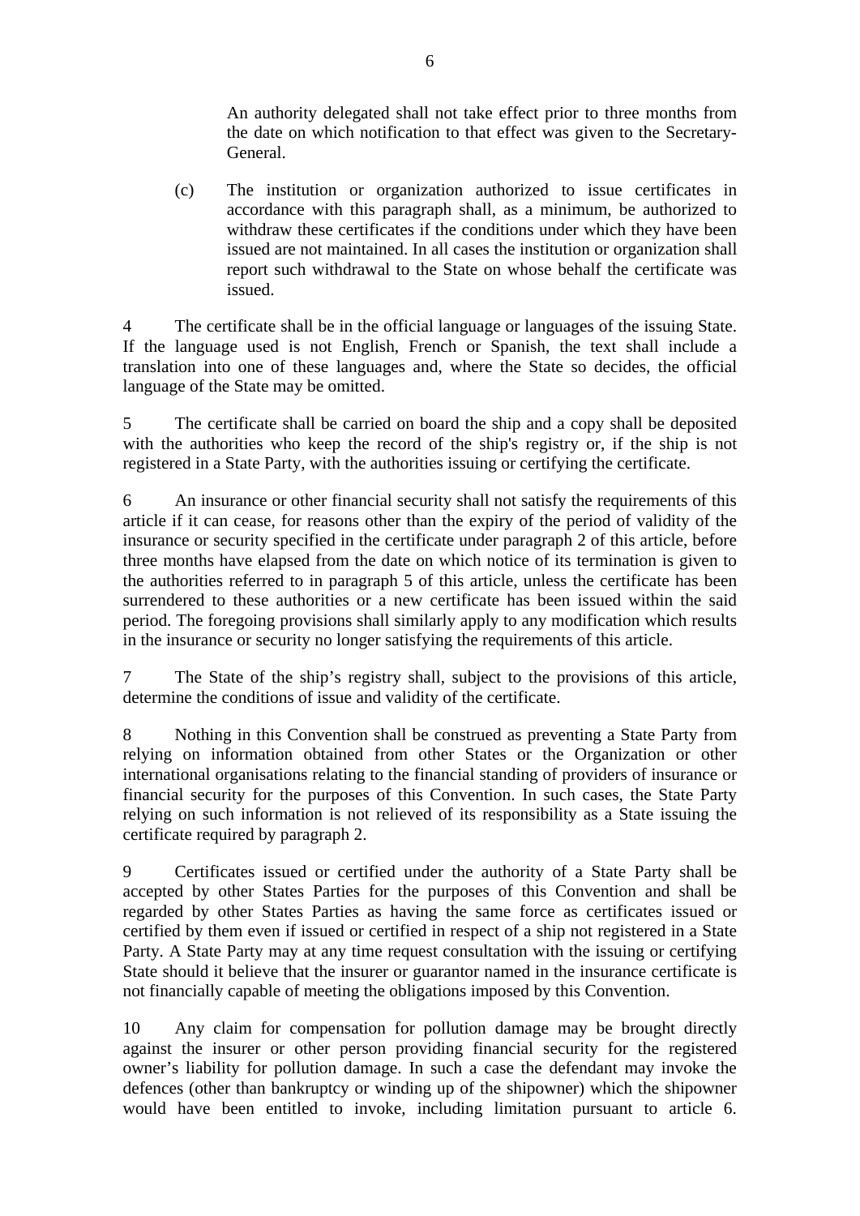An authority delegated shall not take effect prior to three months from the date on which notification to that effect was given to the Secretary-General.

(c) The institution or organization authorized to issue certificates in accordance with this paragraph shall, as a minimum, be authorized to withdraw these certificates if the conditions under which they have been issued are not maintained. In all cases the institution or organization shall report such withdrawal to the State on whose behalf the certificate was issued.

4 The certificate shall be in the official language or languages of the issuing State. If the language used is not English, French or Spanish, the text shall include a translation into one of these languages and, where the State so decides, the official language of the State may be omitted.

5 The certificate shall be carried on board the ship and a copy shall be deposited with the authorities who keep the record of the ship's registry or, if the ship is not registered in a State Party, with the authorities issuing or certifying the certificate.

6 An insurance or other financial security shall not satisfy the requirements of this article if it can cease, for reasons other than the expiry of the period of validity of the insurance or security specified in the certificate under paragraph 2 of this article, before three months have elapsed from the date on which notice of its termination is given to the authorities referred to in paragraph 5 of this article, unless the certificate has been surrendered to these authorities or a new certificate has been issued within the said period. The foregoing provisions shall similarly apply to any modification which results in the insurance or security no longer satisfying the requirements of this article.

7 The State of the ship's registry shall, subject to the provisions of this article, determine the conditions of issue and validity of the certificate.

8 Nothing in this Convention shall be construed as preventing a State Party from relying on information obtained from other States or the Organization or other international organisations relating to the financial standing of providers of insurance or financial security for the purposes of this Convention. In such cases, the State Party relying on such information is not relieved of its responsibility as a State issuing the certificate required by paragraph 2.

9 Certificates issued or certified under the authority of a State Party shall be accepted by other States Parties for the purposes of this Convention and shall be regarded by other States Parties as having the same force as certificates issued or certified by them even if issued or certified in respect of a ship not registered in a State Party. A State Party may at any time request consultation with the issuing or certifying State should it believe that the insurer or guarantor named in the insurance certificate is not financially capable of meeting the obligations imposed by this Convention.

10 Any claim for compensation for pollution damage may be brought directly against the insurer or other person providing financial security for the registered owner's liability for pollution damage. In such a case the defendant may invoke the defences (other than bankruptcy or winding up of the shipowner) which the shipowner would have been entitled to invoke, including limitation pursuant to article 6.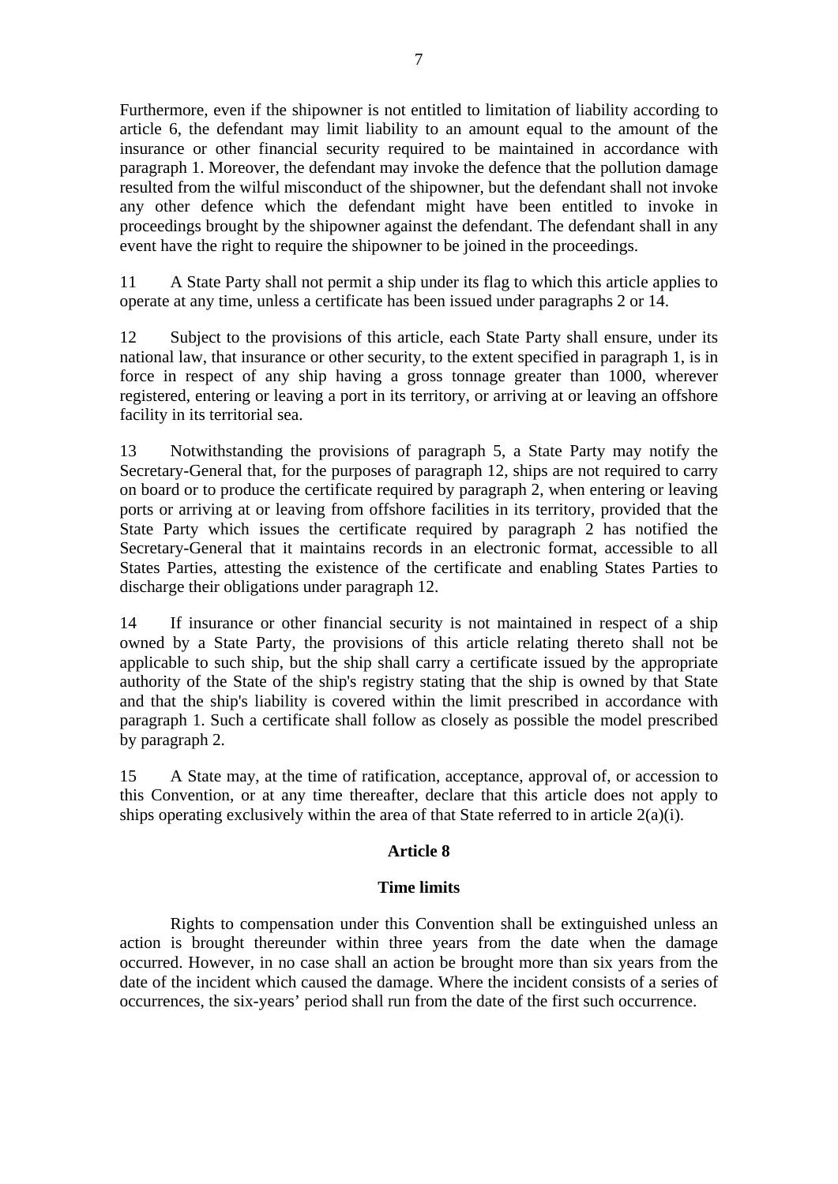Furthermore, even if the shipowner is not entitled to limitation of liability according to article 6, the defendant may limit liability to an amount equal to the amount of the insurance or other financial security required to be maintained in accordance with paragraph 1. Moreover, the defendant may invoke the defence that the pollution damage resulted from the wilful misconduct of the shipowner, but the defendant shall not invoke any other defence which the defendant might have been entitled to invoke in proceedings brought by the shipowner against the defendant. The defendant shall in any event have the right to require the shipowner to be joined in the proceedings.

11 A State Party shall not permit a ship under its flag to which this article applies to operate at any time, unless a certificate has been issued under paragraphs 2 or 14.

12 Subject to the provisions of this article, each State Party shall ensure, under its national law, that insurance or other security, to the extent specified in paragraph 1, is in force in respect of any ship having a gross tonnage greater than 1000, wherever registered, entering or leaving a port in its territory, or arriving at or leaving an offshore facility in its territorial sea.

13 Notwithstanding the provisions of paragraph 5, a State Party may notify the Secretary-General that, for the purposes of paragraph 12, ships are not required to carry on board or to produce the certificate required by paragraph 2, when entering or leaving ports or arriving at or leaving from offshore facilities in its territory, provided that the State Party which issues the certificate required by paragraph 2 has notified the Secretary-General that it maintains records in an electronic format, accessible to all States Parties, attesting the existence of the certificate and enabling States Parties to discharge their obligations under paragraph 12.

14 If insurance or other financial security is not maintained in respect of a ship owned by a State Party, the provisions of this article relating thereto shall not be applicable to such ship, but the ship shall carry a certificate issued by the appropriate authority of the State of the ship's registry stating that the ship is owned by that State and that the ship's liability is covered within the limit prescribed in accordance with paragraph 1. Such a certificate shall follow as closely as possible the model prescribed by paragraph 2.

15 A State may, at the time of ratification, acceptance, approval of, or accession to this Convention, or at any time thereafter, declare that this article does not apply to ships operating exclusively within the area of that State referred to in article 2(a)(i).

## Article 8

### Time limits

Rights to compensation under this Convention shall be extinguished unless an action is brought thereunder within three years from the date when the damage occurred. However, in no case shall an action be brought more than six years from the date of the incident which caused the damage. Where the incident consists of a series of occurrences, the six-years' period shall run from the date of the first such occurrence.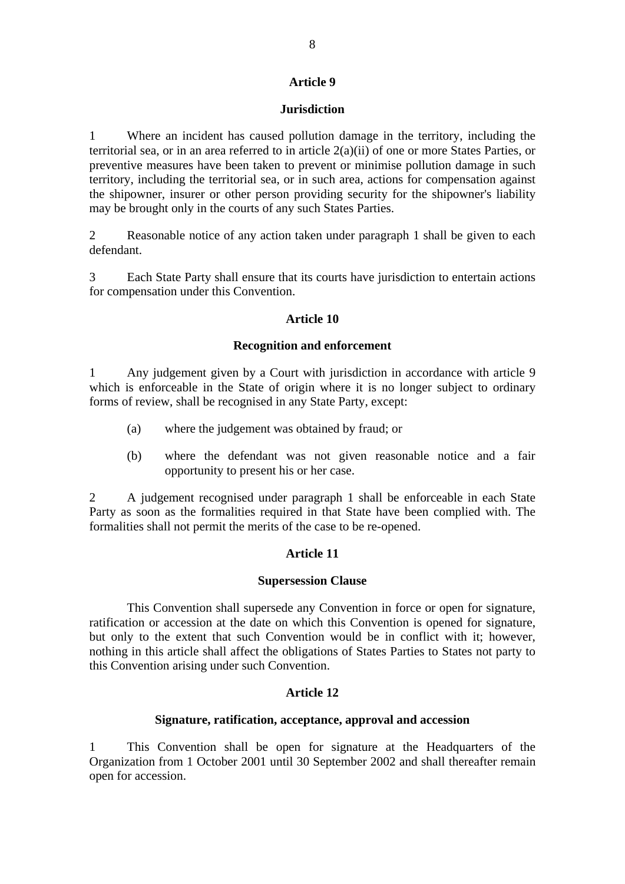## Article 9

### Jurisdiction

1 Where an incident has caused pollution damage in the territory, including the territorial sea, or in an area referred to in article 2(a)(ii) of one or more States Parties, or preventive measures have been taken to prevent or minimise pollution damage in such territory, including the territorial sea, or in such area, actions for compensation against the shipowner, insurer or other person providing security for the shipowner's liability may be brought only in the courts of any such States Parties.

2 Reasonable notice of any action taken under paragraph 1 shall be given to each defendant.

3 Each State Party shall ensure that its courts have jurisdiction to entertain actions for compensation under this Convention.

## Article 10

### Recognition and enforcement

1 Any judgement given by a Court with jurisdiction in accordance with article 9 which is enforceable in the State of origin where it is no longer subject to ordinary forms of review, shall be recognised in any State Party, except:

(a) where the judgement was obtained by fraud; or

(b) where the defendant was not given reasonable notice and a fair opportunity to present his or her case.

2 A judgement recognised under paragraph 1 shall be enforceable in each State Party as soon as the formalities required in that State have been complied with. The formalities shall not permit the merits of the case to be re-opened.

## Article 11

### Supersession Clause

This Convention shall supersede any Convention in force or open for signature, ratification or accession at the date on which this Convention is opened for signature, but only to the extent that such Convention would be in conflict with it; however, nothing in this article shall affect the obligations of States Parties to States not party to this Convention arising under such Convention.

## Article 12

### Signature, ratification, acceptance, approval and accession

1 This Convention shall be open for signature at the Headquarters of the Organization from 1 October 2001 until 30 September 2002 and shall thereafter remain open for accession.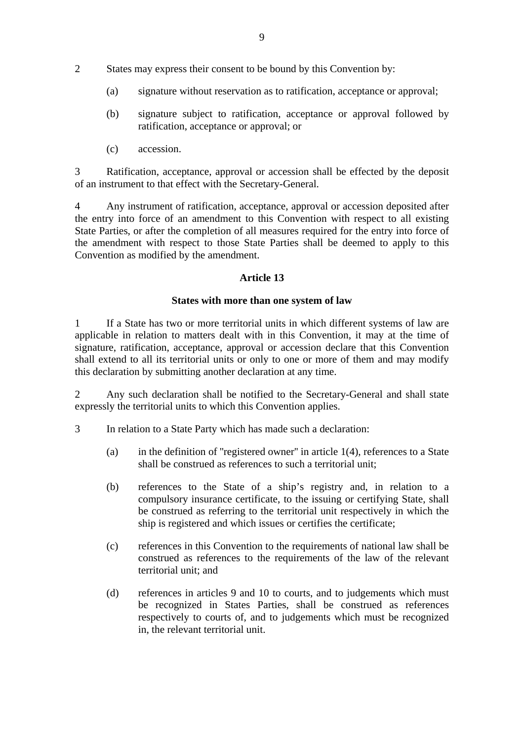2 States may express their consent to be bound by this Convention by:

(a) signature without reservation as to ratification, acceptance or approval;

(b) signature subject to ratification, acceptance or approval followed by ratification, acceptance or approval; or

(c) accession.

3 Ratification, acceptance, approval or accession shall be effected by the deposit of an instrument to that effect with the Secretary-General.

4 Any instrument of ratification, acceptance, approval or accession deposited after the entry into force of an amendment to this Convention with respect to all existing State Parties, or after the completion of all measures required for the entry into force of the amendment with respect to those State Parties shall be deemed to apply to this Convention as modified by the amendment.

### Article 13

### States with more than one system of law

1 If a State has two or more territorial units in which different systems of law are applicable in relation to matters dealt with in this Convention, it may at the time of signature, ratification, acceptance, approval or accession declare that this Convention shall extend to all its territorial units or only to one or more of them and may modify this declaration by submitting another declaration at any time.

2 Any such declaration shall be notified to the Secretary-General and shall state expressly the territorial units to which this Convention applies.

3 In relation to a State Party which has made such a declaration:

(a) in the definition of "registered owner" in article 1(4), references to a State shall be construed as references to such a territorial unit;

(b) references to the State of a ship's registry and, in relation to a compulsory insurance certificate, to the issuing or certifying State, shall be construed as referring to the territorial unit respectively in which the ship is registered and which issues or certifies the certificate;

(c) references in this Convention to the requirements of national law shall be construed as references to the requirements of the law of the relevant territorial unit; and

(d) references in articles 9 and 10 to courts, and to judgements which must be recognized in States Parties, shall be construed as references respectively to courts of, and to judgements which must be recognized in, the relevant territorial unit.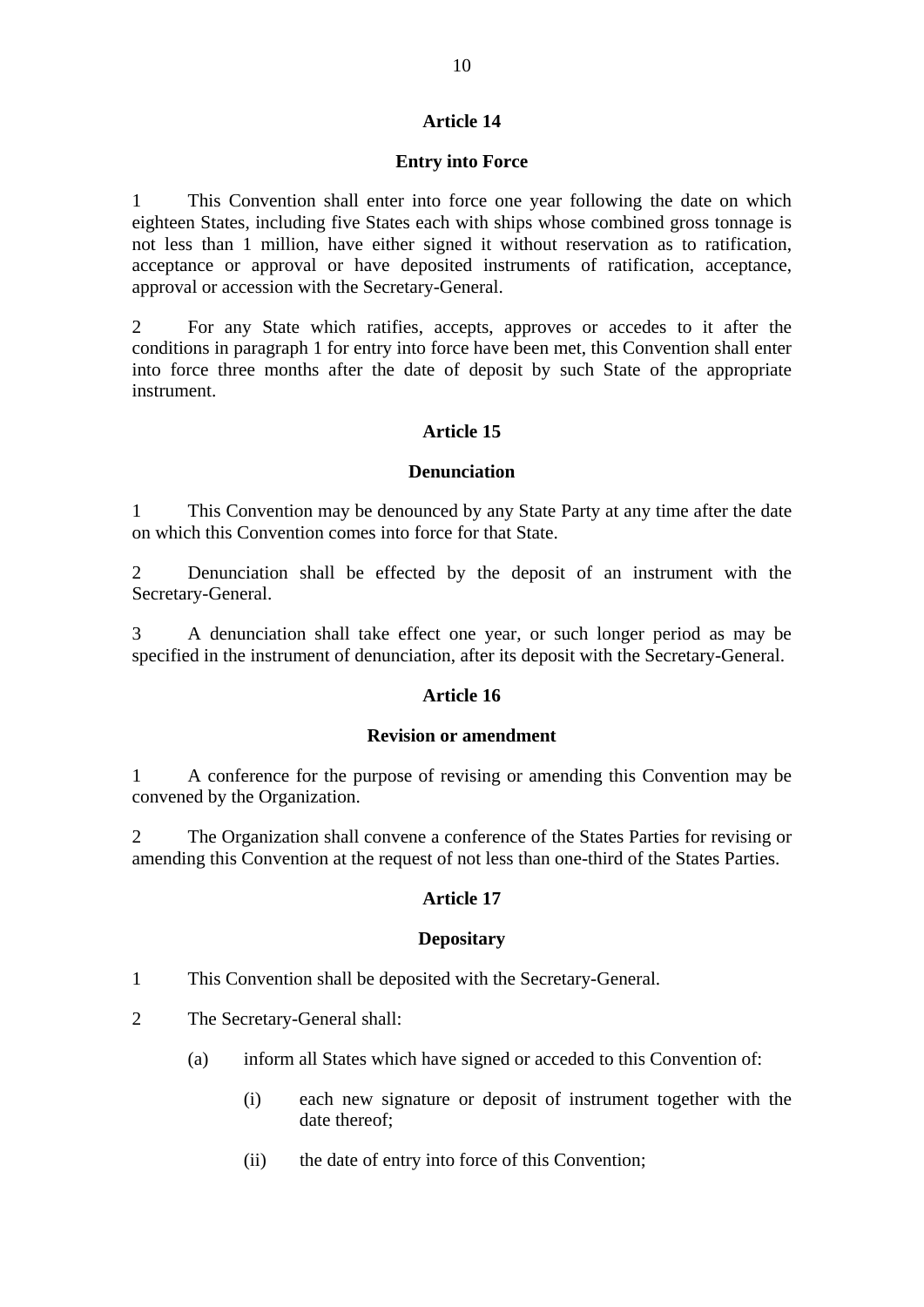## Article 14

### Entry into Force

1 This Convention shall enter into force one year following the date on which eighteen States, including five States each with ships whose combined gross tonnage is not less than 1 million, have either signed it without reservation as to ratification, acceptance or approval or have deposited instruments of ratification, acceptance, approval or accession with the Secretary-General.

2 For any State which ratifies, accepts, approves or accedes to it after the conditions in paragraph 1 for entry into force have been met, this Convention shall enter into force three months after the date of deposit by such State of the appropriate instrument.

## Article 15

### Denunciation

1 This Convention may be denounced by any State Party at any time after the date on which this Convention comes into force for that State.

2 Denunciation shall be effected by the deposit of an instrument with the Secretary-General.

3 A denunciation shall take effect one year, or such longer period as may be specified in the instrument of denunciation, after its deposit with the Secretary-General.

## Article 16

### Revision or amendment

1 A conference for the purpose of revising or amending this Convention may be convened by the Organization.

2 The Organization shall convene a conference of the States Parties for revising or amending this Convention at the request of not less than one-third of the States Parties.

## Article 17

### Depositary

1 This Convention shall be deposited with the Secretary-General.

2 The Secretary-General shall:

- (a) inform all States which have signed or acceded to this Convention of:
  - (i) each new signature or deposit of instrument together with the date thereof;
  - (ii) the date of entry into force of this Convention;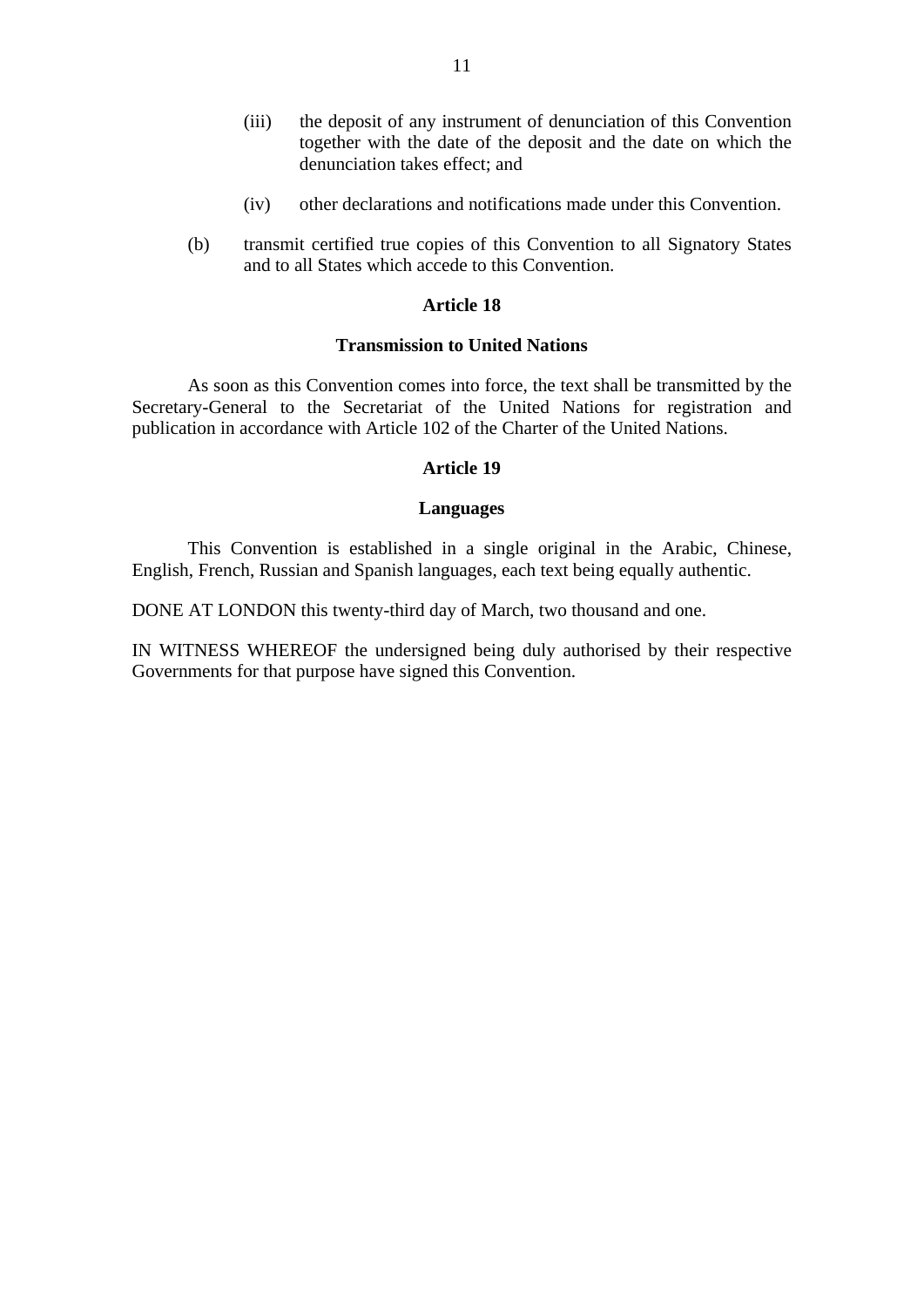(iii) the deposit of any instrument of denunciation of this Convention together with the date of the deposit and the date on which the denunciation takes effect; and

(iv) other declarations and notifications made under this Convention.

(b) transmit certified true copies of this Convention to all Signatory States and to all States which accede to this Convention.

**Article 18**

**Transmission to United Nations**

As soon as this Convention comes into force, the text shall be transmitted by the Secretary-General to the Secretariat of the United Nations for registration and publication in accordance with Article 102 of the Charter of the United Nations.

**Article 19**

**Languages**

This Convention is established in a single original in the Arabic, Chinese, English, French, Russian and Spanish languages, each text being equally authentic.

DONE AT LONDON this twenty-third day of March, two thousand and one.

IN WITNESS WHEREOF the undersigned being duly authorised by their respective Governments for that purpose have signed this Convention.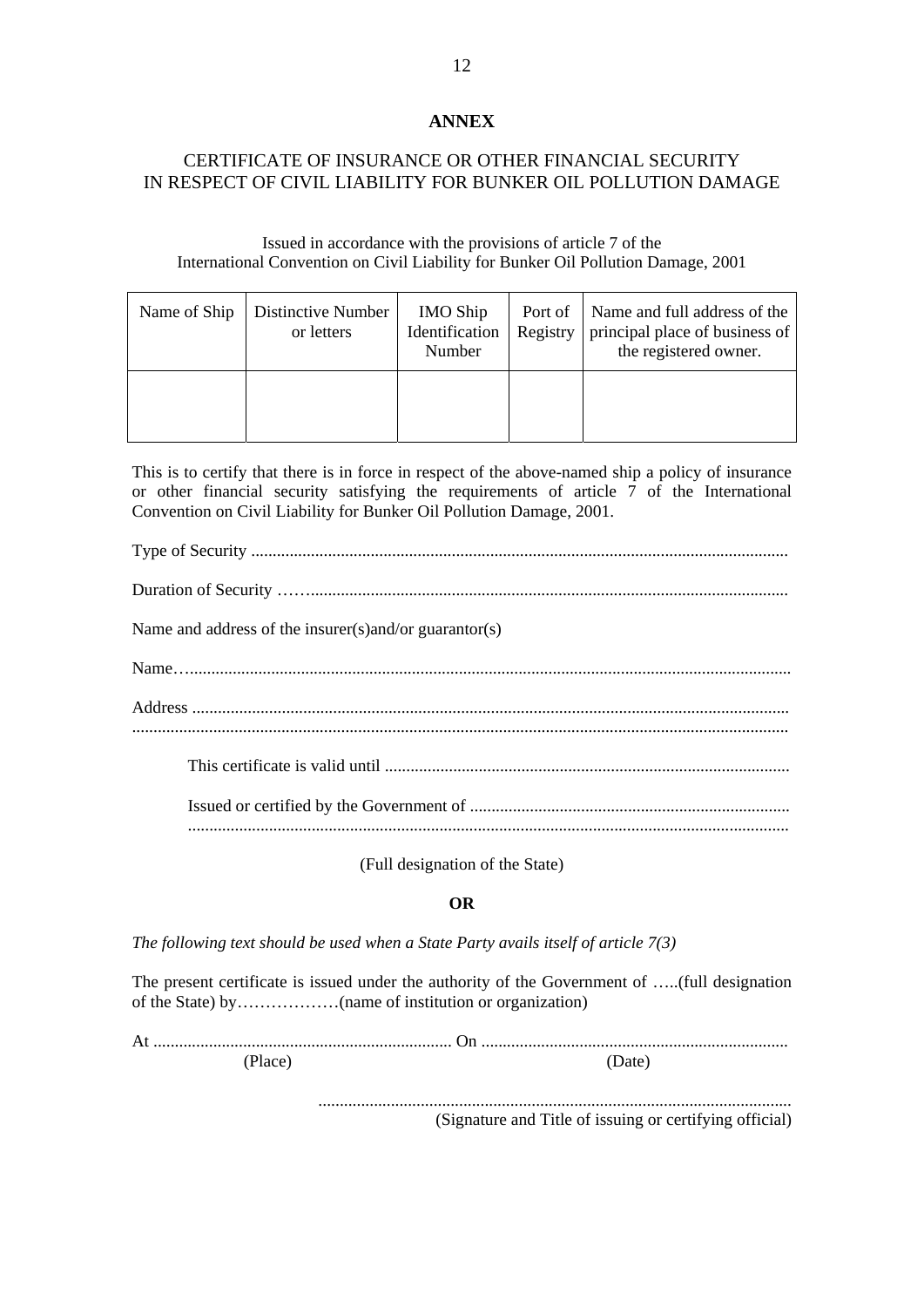## ANNEX

## CERTIFICATE OF INSURANCE OR OTHER FINANCIAL SECURITY IN RESPECT OF CIVIL LIABILITY FOR BUNKER OIL POLLUTION DAMAGE

Issued in accordance with the provisions of article 7 of the International Convention on Civil Liability for Bunker Oil Pollution Damage, 2001

| Name of Ship | Distinctive Number or letters | IMO Ship Identification Number | Port of Registry | Name and full address of the principal place of business of the registered owner. |
|---|---|---|---|---|
| | | | | |

This is to certify that there is in force in respect of the above-named ship a policy of insurance or other financial security satisfying the requirements of article 7 of the International Convention on Civil Liability for Bunker Oil Pollution Damage, 2001.

Type of Security ............................................................................................................................

Duration of Security ……...............................................................................................................

Name and address of the insurer(s)and/or guarantor(s)

Name…...........................................................................................................................................

Address ..........................................................................................................................................
.......................................................................................................................................................

This certificate is valid until .............................................................................................

Issued or certified by the Government of ..........................................................................
...........................................................................................................................................

(Full designation of the State)

**OR**

*The following text should be used when a State Party avails itself of article 7(3)*

The present certificate is issued under the authority of the Government of …..(full designation of the State) by………………(name of institution or organization)

At ..................................................................... On .......................................................................
(Place) (Date)

.............................................................................................................
(Signature and Title of issuing or certifying official)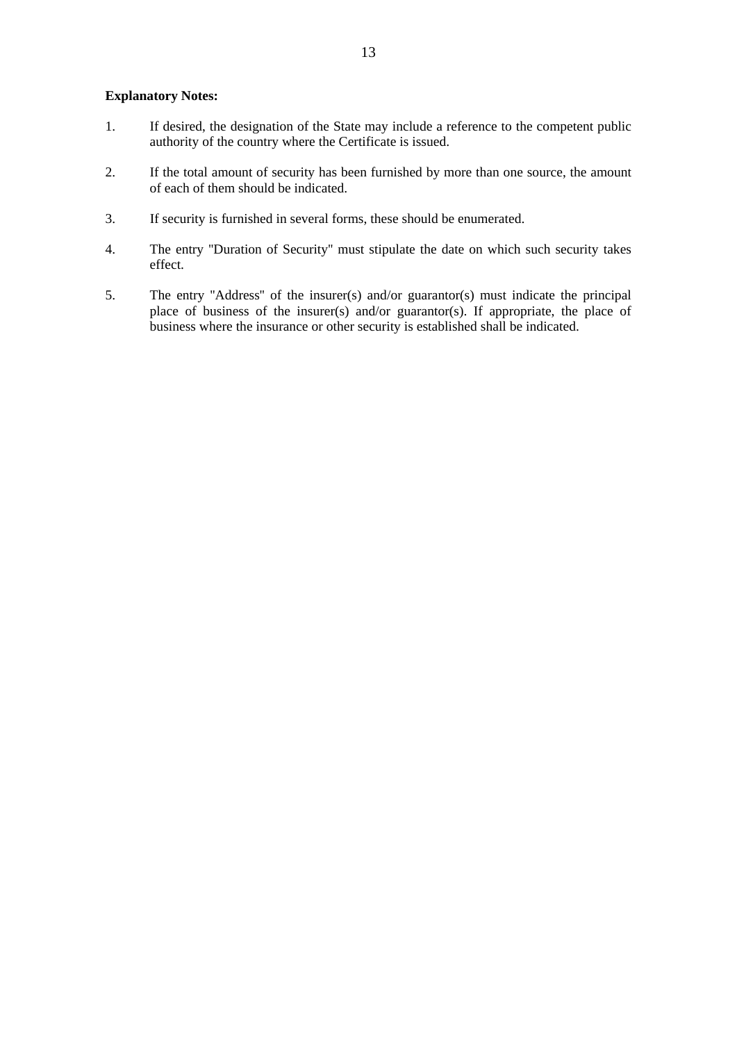**Explanatory Notes:**

1. If desired, the designation of the State may include a reference to the competent public authority of the country where the Certificate is issued.

2. If the total amount of security has been furnished by more than one source, the amount of each of them should be indicated.

3. If security is furnished in several forms, these should be enumerated.

4. The entry "Duration of Security" must stipulate the date on which such security takes effect.

5. The entry "Address" of the insurer(s) and/or guarantor(s) must indicate the principal place of business of the insurer(s) and/or guarantor(s). If appropriate, the place of business where the insurance or other security is established shall be indicated.